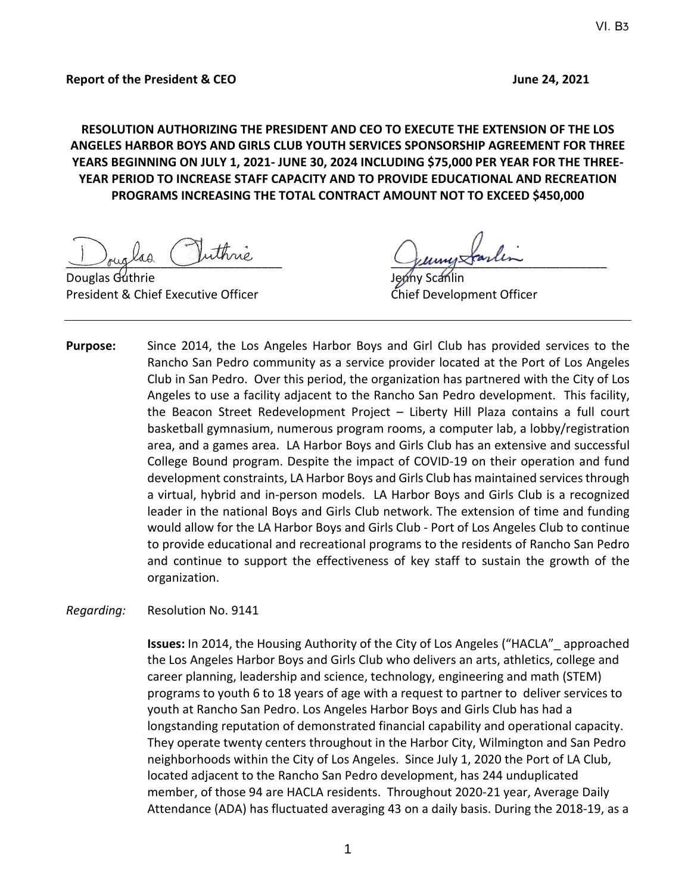VI. B3

**Report of the President & CEO** **June 24, 2021**

**RESOLUTION AUTHORIZING THE PRESIDENT AND CEO TO EXECUTE THE EXTENSION OF THE LOS ANGELES HARBOR BOYS AND GIRLS CLUB YOUTH SERVICES SPONSORSHIP AGREEMENT FOR THREE YEARS BEGINNING ON JULY 1, 2021- JUNE 30, 2024 INCLUDING $75,000 PER YEAR FOR THE THREE-YEAR PERIOD TO INCREASE STAFF CAPACITY AND TO PROVIDE EDUCATIONAL AND RECREATION PROGRAMS INCREASING THE TOTAL CONTRACT AMOUNT NOT TO EXCEED $450,000**

Douglas Guthrie
President & Chief Executive Officer

Jenny Scanlin
Chief Development Officer

---

**Purpose:** Since 2014, the Los Angeles Harbor Boys and Girl Club has provided services to the Rancho San Pedro community as a service provider located at the Port of Los Angeles Club in San Pedro. Over this period, the organization has partnered with the City of Los Angeles to use a facility adjacent to the Rancho San Pedro development. This facility, the Beacon Street Redevelopment Project – Liberty Hill Plaza contains a full court basketball gymnasium, numerous program rooms, a computer lab, a lobby/registration area, and a games area. LA Harbor Boys and Girls Club has an extensive and successful College Bound program. Despite the impact of COVID-19 on their operation and fund development constraints, LA Harbor Boys and Girls Club has maintained services through a virtual, hybrid and in-person models. LA Harbor Boys and Girls Club is a recognized leader in the national Boys and Girls Club network. The extension of time and funding would allow for the LA Harbor Boys and Girls Club - Port of Los Angeles Club to continue to provide educational and recreational programs to the residents of Rancho San Pedro and continue to support the effectiveness of key staff to sustain the growth of the organization.

*Regarding:* Resolution No. 9141

**Issues:** In 2014, the Housing Authority of the City of Los Angeles ("HACLA"_ approached the Los Angeles Harbor Boys and Girls Club who delivers an arts, athletics, college and career planning, leadership and science, technology, engineering and math (STEM) programs to youth 6 to 18 years of age with a request to partner to deliver services to youth at Rancho San Pedro. Los Angeles Harbor Boys and Girls Club has had a longstanding reputation of demonstrated financial capability and operational capacity. They operate twenty centers throughout in the Harbor City, Wilmington and San Pedro neighborhoods within the City of Los Angeles. Since July 1, 2020 the Port of LA Club, located adjacent to the Rancho San Pedro development, has 244 unduplicated member, of those 94 are HACLA residents. Throughout 2020-21 year, Average Daily Attendance (ADA) has fluctuated averaging 43 on a daily basis. During the 2018-19, as a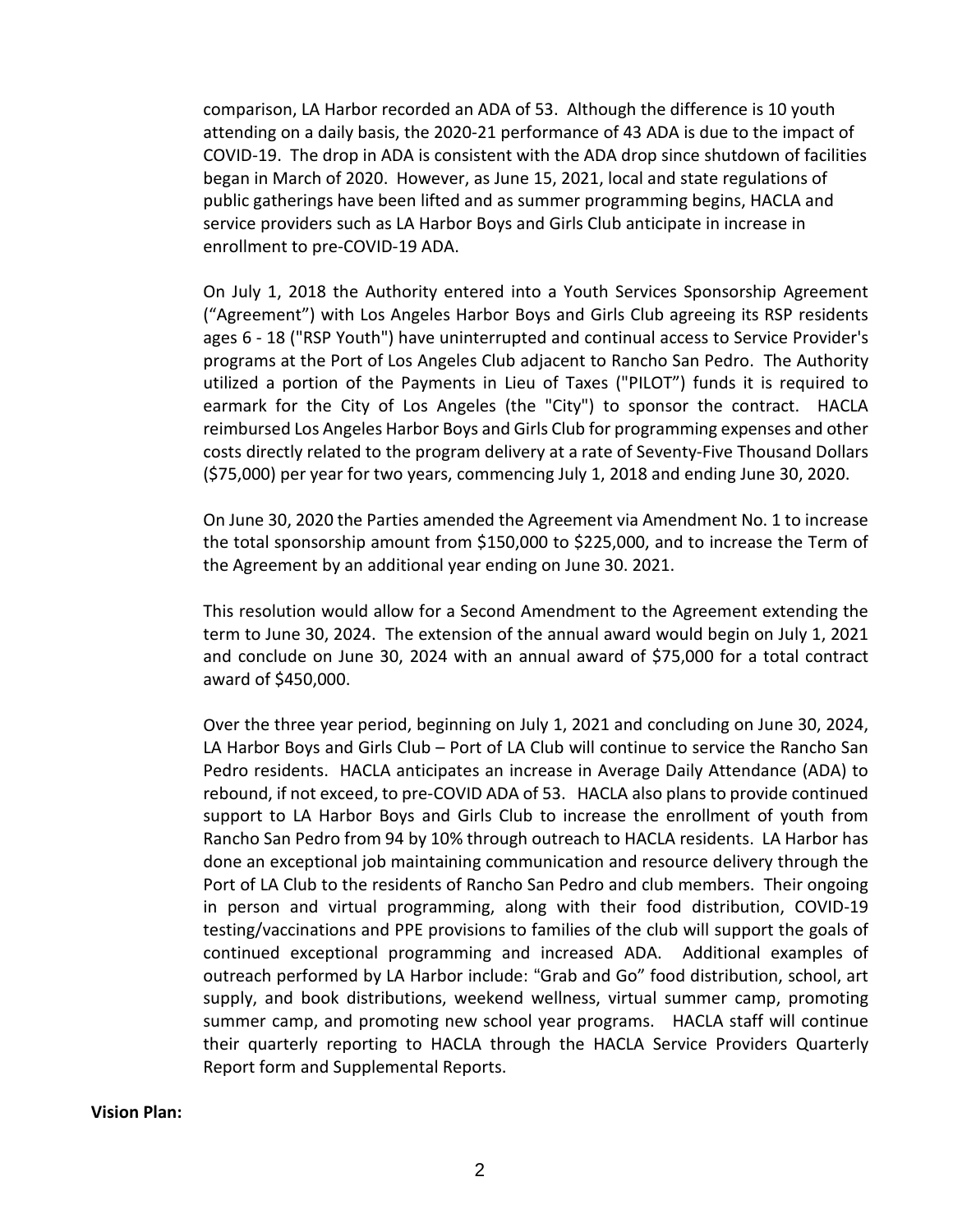comparison, LA Harbor recorded an ADA of 53. Although the difference is 10 youth attending on a daily basis, the 2020-21 performance of 43 ADA is due to the impact of COVID-19. The drop in ADA is consistent with the ADA drop since shutdown of facilities began in March of 2020. However, as June 15, 2021, local and state regulations of public gatherings have been lifted and as summer programming begins, HACLA and service providers such as LA Harbor Boys and Girls Club anticipate in increase in enrollment to pre-COVID-19 ADA.

On July 1, 2018 the Authority entered into a Youth Services Sponsorship Agreement ("Agreement") with Los Angeles Harbor Boys and Girls Club agreeing its RSP residents ages 6 - 18 ("RSP Youth") have uninterrupted and continual access to Service Provider's programs at the Port of Los Angeles Club adjacent to Rancho San Pedro. The Authority utilized a portion of the Payments in Lieu of Taxes ("PILOT") funds it is required to earmark for the City of Los Angeles (the "City") to sponsor the contract. HACLA reimbursed Los Angeles Harbor Boys and Girls Club for programming expenses and other costs directly related to the program delivery at a rate of Seventy-Five Thousand Dollars ($75,000) per year for two years, commencing July 1, 2018 and ending June 30, 2020.

On June 30, 2020 the Parties amended the Agreement via Amendment No. 1 to increase the total sponsorship amount from $150,000 to $225,000, and to increase the Term of the Agreement by an additional year ending on June 30. 2021.

This resolution would allow for a Second Amendment to the Agreement extending the term to June 30, 2024. The extension of the annual award would begin on July 1, 2021 and conclude on June 30, 2024 with an annual award of $75,000 for a total contract award of $450,000.

Over the three year period, beginning on July 1, 2021 and concluding on June 30, 2024, LA Harbor Boys and Girls Club – Port of LA Club will continue to service the Rancho San Pedro residents. HACLA anticipates an increase in Average Daily Attendance (ADA) to rebound, if not exceed, to pre-COVID ADA of 53. HACLA also plans to provide continued support to LA Harbor Boys and Girls Club to increase the enrollment of youth from Rancho San Pedro from 94 by 10% through outreach to HACLA residents. LA Harbor has done an exceptional job maintaining communication and resource delivery through the Port of LA Club to the residents of Rancho San Pedro and club members. Their ongoing in person and virtual programming, along with their food distribution, COVID-19 testing/vaccinations and PPE provisions to families of the club will support the goals of continued exceptional programming and increased ADA. Additional examples of outreach performed by LA Harbor include: "Grab and Go" food distribution, school, art supply, and book distributions, weekend wellness, virtual summer camp, promoting summer camp, and promoting new school year programs. HACLA staff will continue their quarterly reporting to HACLA through the HACLA Service Providers Quarterly Report form and Supplemental Reports.

**Vision Plan:**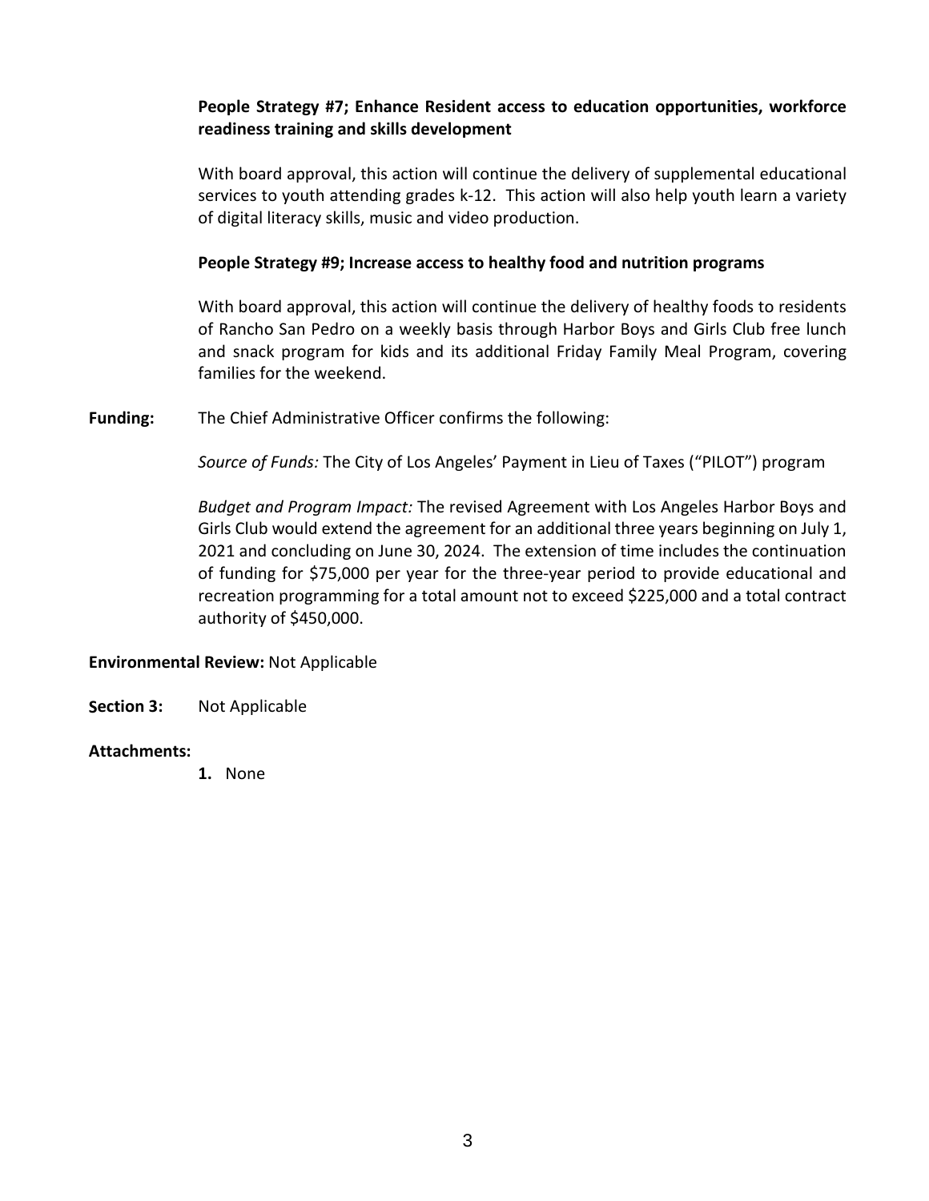**People Strategy #7; Enhance Resident access to education opportunities, workforce readiness training and skills development**

With board approval, this action will continue the delivery of supplemental educational services to youth attending grades k-12. This action will also help youth learn a variety of digital literacy skills, music and video production.

**People Strategy #9; Increase access to healthy food and nutrition programs**

With board approval, this action will continue the delivery of healthy foods to residents of Rancho San Pedro on a weekly basis through Harbor Boys and Girls Club free lunch and snack program for kids and its additional Friday Family Meal Program, covering families for the weekend.

**Funding:** The Chief Administrative Officer confirms the following:

*Source of Funds:* The City of Los Angeles' Payment in Lieu of Taxes ("PILOT") program

*Budget and Program Impact:* The revised Agreement with Los Angeles Harbor Boys and Girls Club would extend the agreement for an additional three years beginning on July 1, 2021 and concluding on June 30, 2024. The extension of time includes the continuation of funding for $75,000 per year for the three-year period to provide educational and recreation programming for a total amount not to exceed $225,000 and a total contract authority of $450,000.

**Environmental Review:** Not Applicable

**Section 3:** Not Applicable

**Attachments:**

1. None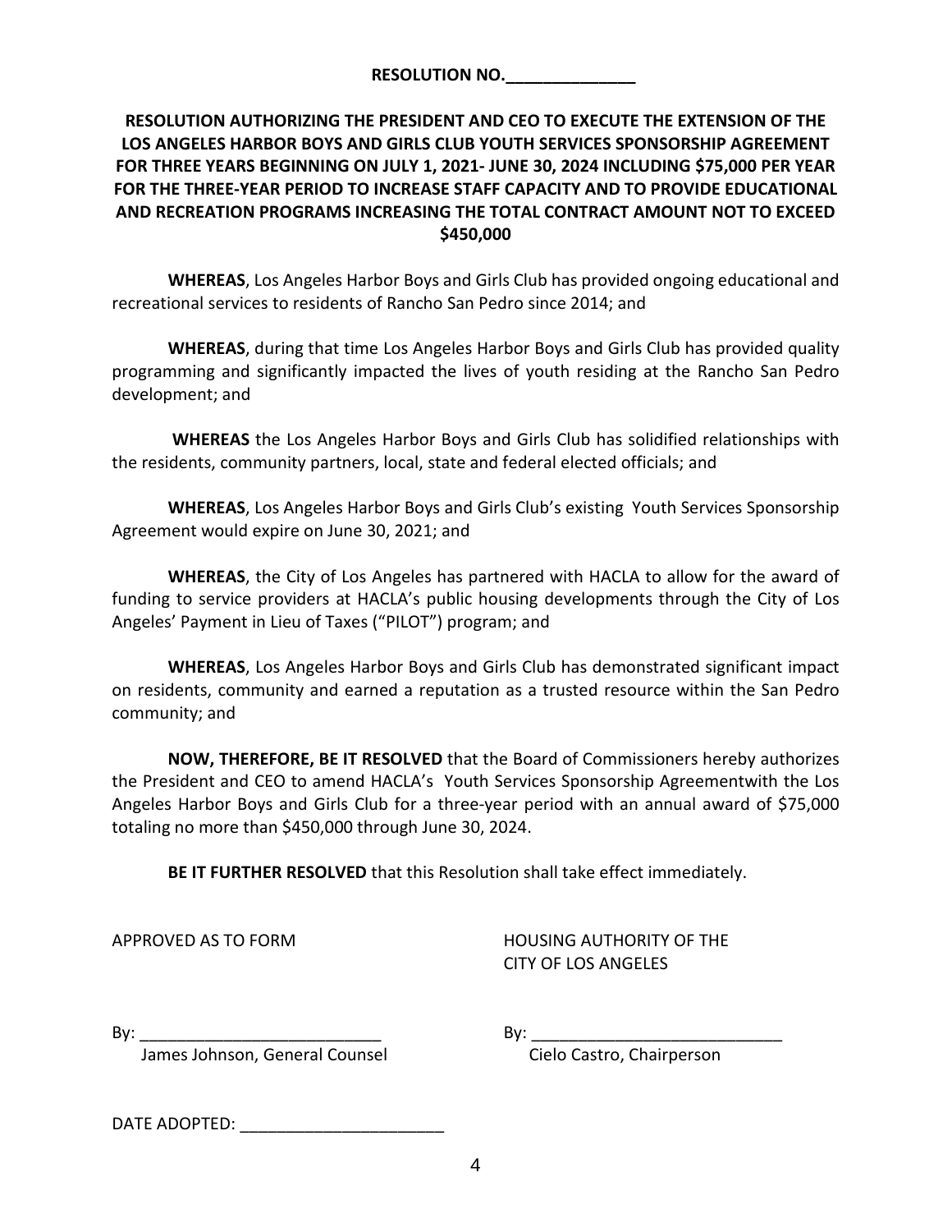**RESOLUTION NO.______________**

**RESOLUTION AUTHORIZING THE PRESIDENT AND CEO TO EXECUTE THE EXTENSION OF THE LOS ANGELES HARBOR BOYS AND GIRLS CLUB YOUTH SERVICES SPONSORSHIP AGREEMENT FOR THREE YEARS BEGINNING ON JULY 1, 2021- JUNE 30, 2024 INCLUDING $75,000 PER YEAR FOR THE THREE-YEAR PERIOD TO INCREASE STAFF CAPACITY AND TO PROVIDE EDUCATIONAL AND RECREATION PROGRAMS INCREASING THE TOTAL CONTRACT AMOUNT NOT TO EXCEED $450,000**

**WHEREAS**, Los Angeles Harbor Boys and Girls Club has provided ongoing educational and recreational services to residents of Rancho San Pedro since 2014; and

**WHEREAS**, during that time Los Angeles Harbor Boys and Girls Club has provided quality programming and significantly impacted the lives of youth residing at the Rancho San Pedro development; and

**WHEREAS** the Los Angeles Harbor Boys and Girls Club has solidified relationships with the residents, community partners, local, state and federal elected officials; and

**WHEREAS**, Los Angeles Harbor Boys and Girls Club's existing Youth Services Sponsorship Agreement would expire on June 30, 2021; and

**WHEREAS**, the City of Los Angeles has partnered with HACLA to allow for the award of funding to service providers at HACLA's public housing developments through the City of Los Angeles' Payment in Lieu of Taxes ("PILOT") program; and

**WHEREAS**, Los Angeles Harbor Boys and Girls Club has demonstrated significant impact on residents, community and earned a reputation as a trusted resource within the San Pedro community; and

**NOW, THEREFORE, BE IT RESOLVED** that the Board of Commissioners hereby authorizes the President and CEO to amend HACLA's Youth Services Sponsorship Agreementwith the Los Angeles Harbor Boys and Girls Club for a three-year period with an annual award of $75,000 totaling no more than $450,000 through June 30, 2024.

**BE IT FURTHER RESOLVED** that this Resolution shall take effect immediately.

APPROVED AS TO FORM

By: ___________________________
James Johnson, General Counsel

HOUSING AUTHORITY OF THE CITY OF LOS ANGELES

By: ____________________________
Cielo Castro, Chairperson

DATE ADOPTED: ______________________